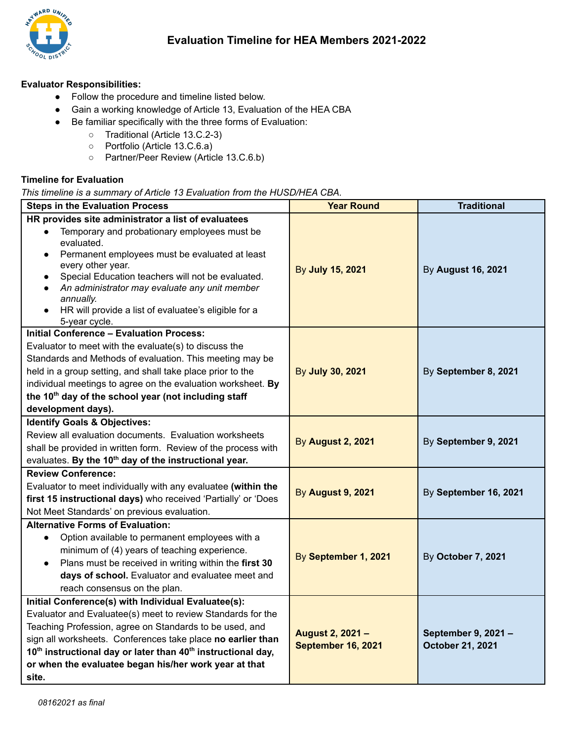# Evaluation Timeline for HEA Members 2021-2022

**Evaluator Responsibilities:**

- Follow the procedure and timeline listed below.
- Gain a working knowledge of Article 13, Evaluation of the HEA CBA
- Be familiar specifically with the three forms of Evaluation:
  - Traditional (Article 13.C.2-3)
  - Portfolio (Article 13.C.6.a)
  - Partner/Peer Review (Article 13.C.6.b)

**Timeline for Evaluation**

*This timeline is a summary of Article 13 Evaluation from the HUSD/HEA CBA.*

| Steps in the Evaluation Process | Year Round | Traditional |
|---|---|---|
| **HR provides site administrator a list of evaluatees**<br>• Temporary and probationary employees must be evaluated.<br>• Permanent employees must be evaluated at least every other year.<br>• Special Education teachers will not be evaluated.<br>• *An administrator may evaluate any unit member annually.*<br>• HR will provide a list of evaluatee's eligible for a 5-year cycle. | By **July 15, 2021** | By **August 16, 2021** |
| **Initial Conference – Evaluation Process:**<br>Evaluator to meet with the evaluate(s) to discuss the Standards and Methods of evaluation. This meeting may be held in a group setting, and shall take place prior to the individual meetings to agree on the evaluation worksheet. **By the 10th day of the school year (not including staff development days).** | By **July 30, 2021** | By **September 8, 2021** |
| **Identify Goals & Objectives:**<br>Review all evaluation documents. Evaluation worksheets shall be provided in written form. Review of the process with evaluates. **By the 10th day of the instructional year.** | By **August 2, 2021** | By **September 9, 2021** |
| **Review Conference:**<br>Evaluator to meet individually with any evaluatee **(within the first 15 instructional days)** who received 'Partially' or 'Does Not Meet Standards' on previous evaluation. | By **August 9, 2021** | By **September 16, 2021** |
| **Alternative Forms of Evaluation:**<br>• Option available to permanent employees with a minimum of (4) years of teaching experience.<br>• Plans must be received in writing within the **first 30 days of school.** Evaluator and evaluatee meet and reach consensus on the plan. | By **September 1, 2021** | By **October 7, 2021** |
| **Initial Conference(s) with Individual Evaluatee(s):**<br>Evaluator and Evaluatee(s) meet to review Standards for the Teaching Profession, agree on Standards to be used, and sign all worksheets. Conferences take place **no earlier than 10th instructional day or later than 40th instructional day, or when the evaluatee began his/her work year at that site.** | **August 2, 2021 – September 16, 2021** | **September 9, 2021 – October 21, 2021** |

*08162021 as final*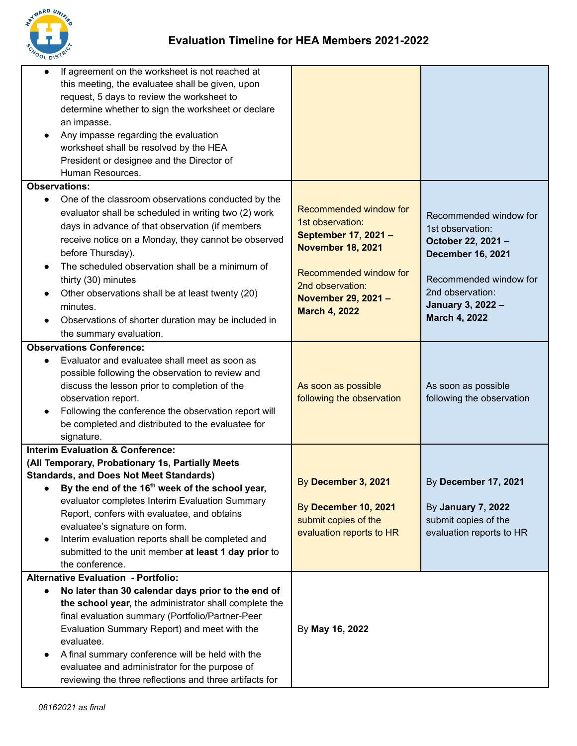# Evaluation Timeline for HEA Members 2021-2022

| | | |
|---|---|---|
| • If agreement on the worksheet is not reached at this meeting, the evaluatee shall be given, upon request, 5 days to review the worksheet to determine whether to sign the worksheet or declare an impasse.<br>• Any impasse regarding the evaluation worksheet shall be resolved by the HEA President or designee and the Director of Human Resources. | | |
| **Observations:**<br>• One of the classroom observations conducted by the evaluator shall be scheduled in writing two (2) work days in advance of that observation (if members receive notice on a Monday, they cannot be observed before Thursday).<br>• The scheduled observation shall be a minimum of thirty (30) minutes<br>• Other observations shall be at least twenty (20) minutes.<br>• Observations of shorter duration may be included in the summary evaluation. | Recommended window for 1st observation: **September 17, 2021 – November 18, 2021**<br><br>Recommended window for 2nd observation: **November 29, 2021 – March 4, 2022** | Recommended window for 1st observation: **October 22, 2021 – December 16, 2021**<br><br>Recommended window for 2nd observation: **January 3, 2022 – March 4, 2022** |
| **Observations Conference:**<br>• Evaluator and evaluatee shall meet as soon as possible following the observation to review and discuss the lesson prior to completion of the observation report.<br>• Following the conference the observation report will be completed and distributed to the evaluatee for signature. | As soon as possible following the observation | As soon as possible following the observation |
| **Interim Evaluation & Conference: (All Temporary, Probationary 1s, Partially Meets Standards, and Does Not Meet Standards)**<br>• **By the end of the 16th week of the school year,** evaluator completes Interim Evaluation Summary Report, confers with evaluatee, and obtains evaluatee's signature on form.<br>• Interim evaluation reports shall be completed and submitted to the unit member **at least 1 day prior** to the conference. | By **December 3, 2021**<br><br>By **December 10, 2021** submit copies of the evaluation reports to HR | By **December 17, 2021**<br><br>By **January 7, 2022** submit copies of the evaluation reports to HR |
| **Alternative Evaluation - Portfolio:**<br>• **No later than 30 calendar days prior to the end of the school year,** the administrator shall complete the final evaluation summary (Portfolio/Partner-Peer Evaluation Summary Report) and meet with the evaluatee.<br>• A final summary conference will be held with the evaluatee and administrator for the purpose of reviewing the three reflections and three artifacts for | By **May 16, 2022** | |

*08162021 as final*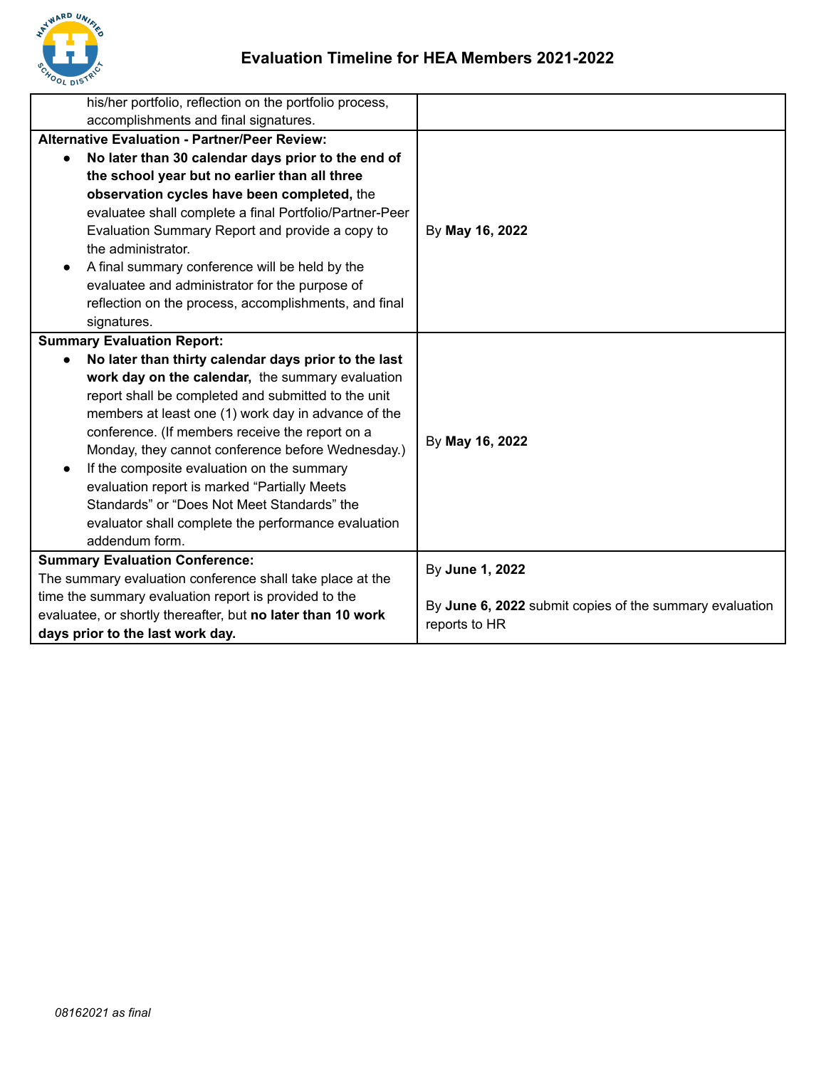| | |
|---|---|
| his/her portfolio, reflection on the portfolio process, accomplishments and final signatures. | |
| **Alternative Evaluation - Partner/Peer Review:**<br>• **No later than 30 calendar days prior to the end of the school year but no earlier than all three observation cycles have been completed,** the evaluatee shall complete a final Portfolio/Partner-Peer Evaluation Summary Report and provide a copy to the administrator.<br>• A final summary conference will be held by the evaluatee and administrator for the purpose of reflection on the process, accomplishments, and final signatures. | By **May 16, 2022** |
| **Summary Evaluation Report:**<br>• **No later than thirty calendar days prior to the last work day on the calendar,** the summary evaluation report shall be completed and submitted to the unit members at least one (1) work day in advance of the conference. (If members receive the report on a Monday, they cannot conference before Wednesday.)<br>• If the composite evaluation on the summary evaluation report is marked "Partially Meets Standards" or "Does Not Meet Standards" the evaluator shall complete the performance evaluation addendum form. | By **May 16, 2022** |
| **Summary Evaluation Conference:**<br>The summary evaluation conference shall take place at the time the summary evaluation report is provided to the evaluatee, or shortly thereafter, but **no later than 10 work days prior to the last work day.** | By **June 1, 2022**<br><br>By **June 6, 2022** submit copies of the summary evaluation reports to HR |

*08162021 as final*